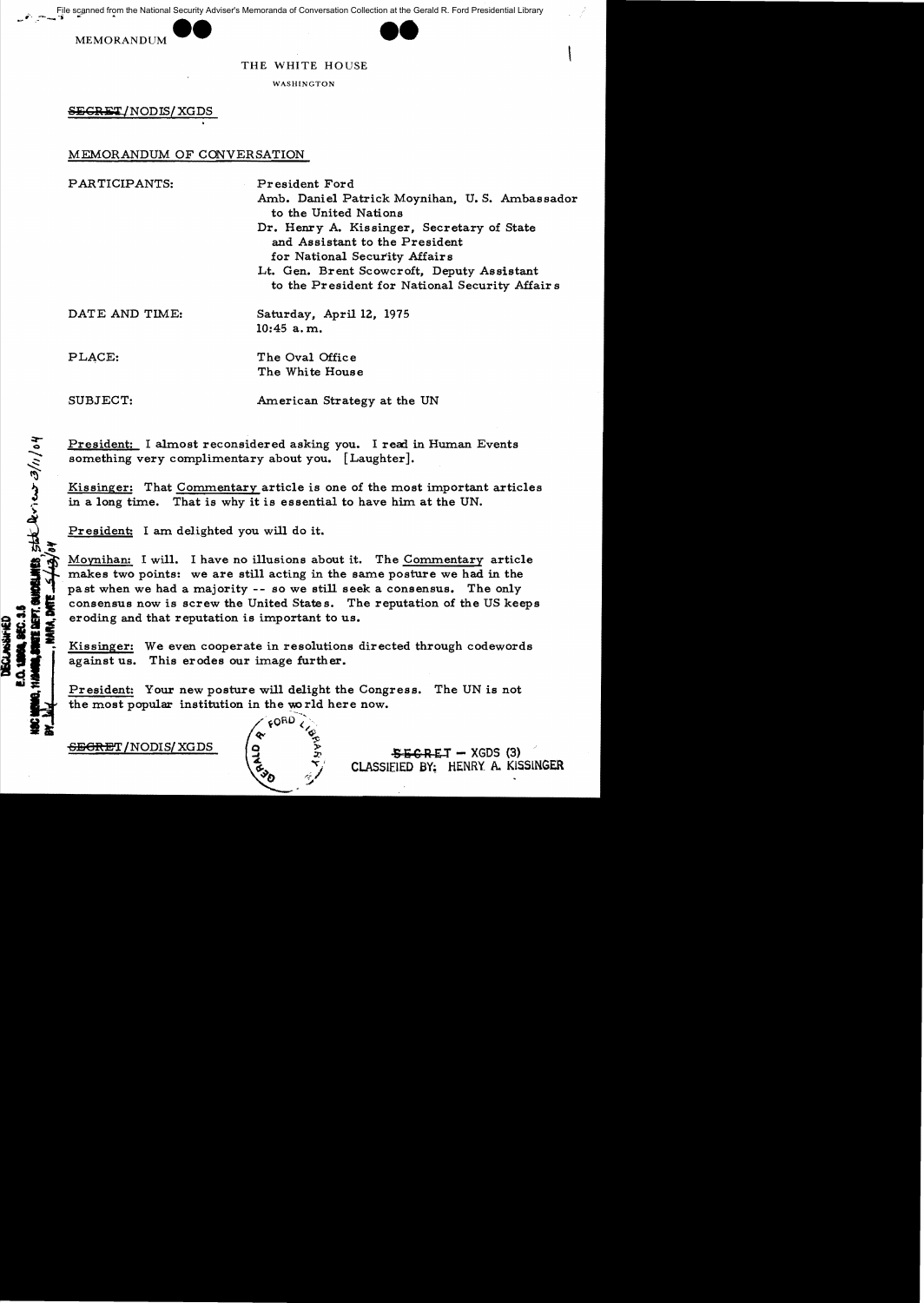File scanned from the National Security Adviser's Memoranda of Conversation Collection at the Gerald R. Ford Presidential Library

MEMORANDUM

THE WHITE HOUSE

WASHINGTON

~~SECRET~~/NODIS/XGDS

MEMORANDUM OF CONVERSATION

PARTICIPANTS: President Ford
Amb. Daniel Patrick Moynihan, U.S. Ambassador to the United Nations
Dr. Henry A. Kissinger, Secretary of State and Assistant to the President for National Security Affairs
Lt. Gen. Brent Scowcroft, Deputy Assistant to the President for National Security Affairs

DATE AND TIME: Saturday, April 12, 1975
10:45 a.m.

PLACE: The Oval Office
The White House

SUBJECT: American Strategy at the UN

President: I almost reconsidered asking you. I read in Human Events something very complimentary about you. [Laughter].

Kissinger: That Commentary article is one of the most important articles in a long time. That is why it is essential to have him at the UN.

President: I am delighted you will do it.

Moynihan: I will. I have no illusions about it. The Commentary article makes two points: we are still acting in the same posture we had in the past when we had a majority -- so we still seek a consensus. The only consensus now is screw the United States. The reputation of the US keeps eroding and that reputation is important to us.

Kissinger: We even cooperate in resolutions directed through codewords against us. This erodes our image further.

President: Your new posture will delight the Congress. The UN is not the most popular institution in the world here now.

~~SECRET~~/NODIS/XGDS

~~SECRET~~ – XGDS (3)
CLASSIFIED BY: HENRY A. KISSINGER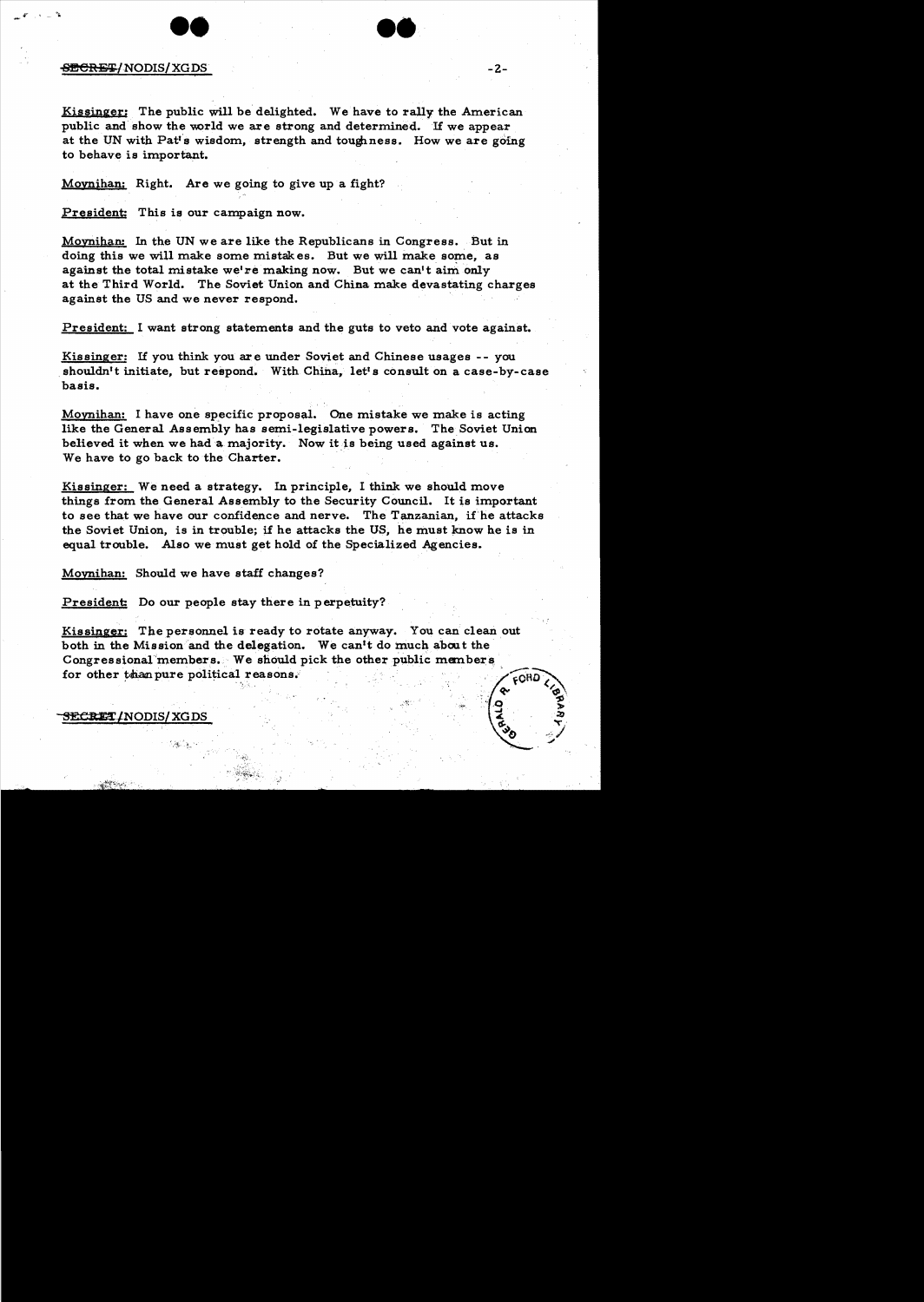SECRET/NODIS/XGDS

Kissinger: The public will be delighted. We have to rally the American public and show the world we are strong and determined. If we appear at the UN with Pat's wisdom, strength and toughness. How we are going to behave is important.

Moynihan: Right. Are we going to give up a fight?

President: This is our campaign now.

Moynihan: In the UN we are like the Republicans in Congress. But in doing this we will make some mistakes. But we will make some, as against the total mistake we're making now. But we can't aim only at the Third World. The Soviet Union and China make devastating charges against the US and we never respond.

President: I want strong statements and the guts to veto and vote against.

Kissinger: If you think you are under Soviet and Chinese usages -- you shouldn't initiate, but respond. With China, let's consult on a case-by-case basis.

Moynihan: I have one specific proposal. One mistake we make is acting like the General Assembly has semi-legislative powers. The Soviet Union believed it when we had a majority. Now it is being used against us. We have to go back to the Charter.

Kissinger: We need a strategy. In principle, I think we should move things from the General Assembly to the Security Council. It is important to see that we have our confidence and nerve. The Tanzanian, if he attacks the Soviet Union, is in trouble; if he attacks the US, he must know he is in equal trouble. Also we must get hold of the Specialized Agencies.

Moynihan: Should we have staff changes?

President: Do our people stay there in perpetuity?

Kissinger: The personnel is ready to rotate anyway. You can clean out both in the Mission and the delegation. We can't do much about the Congressional members. We should pick the other public members for other than pure political reasons.

SECRET/NODIS/XGDS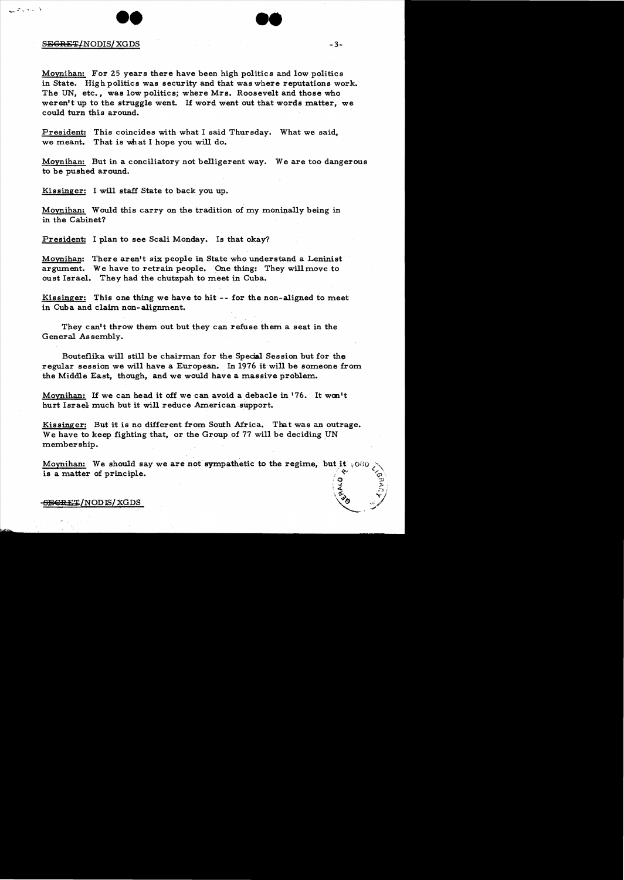Moynihan: For 25 years there have been high politics and low politics in State. High politics was security and that was where reputations work. The UN, etc., was low politics; where Mrs. Roosevelt and those who weren't up to the struggle went. If word went out that words matter, we could turn this around.

President: This coincides with what I said Thursday. What we said, we meant. That is what I hope you will do.

Moynihan: But in a conciliatory not belligerent way. We are too dangerous to be pushed around.

Kissinger: I will staff State to back you up.

Moynihan: Would this carry on the tradition of my moninally being in in the Cabinet?

President: I plan to see Scali Monday. Is that okay?

Moynihan: There aren't six people in State who understand a Leninist argument. We have to retrain people. One thing: They will move to oust Israel. They had the chutzpah to meet in Cuba.

Kissinger: This one thing we have to hit -- for the non-aligned to meet in Cuba and claim non-alignment.

They can't throw them out but they can refuse them a seat in the General Assembly.

Bouteflika will still be chairman for the Special Session but for the regular session we will have a European. In 1976 it will be someone from the Middle East, though, and we would have a massive problem.

Moynihan: If we can head it off we can avoid a debacle in '76. It won't hurt Israel much but it will reduce American support.

Kissinger: But it is no different from South Africa. That was an outrage. We have to keep fighting that, or the Group of 77 will be deciding UN membership.

Moynihan: We should say we are not sympathetic to the regime, but it is a matter of principle.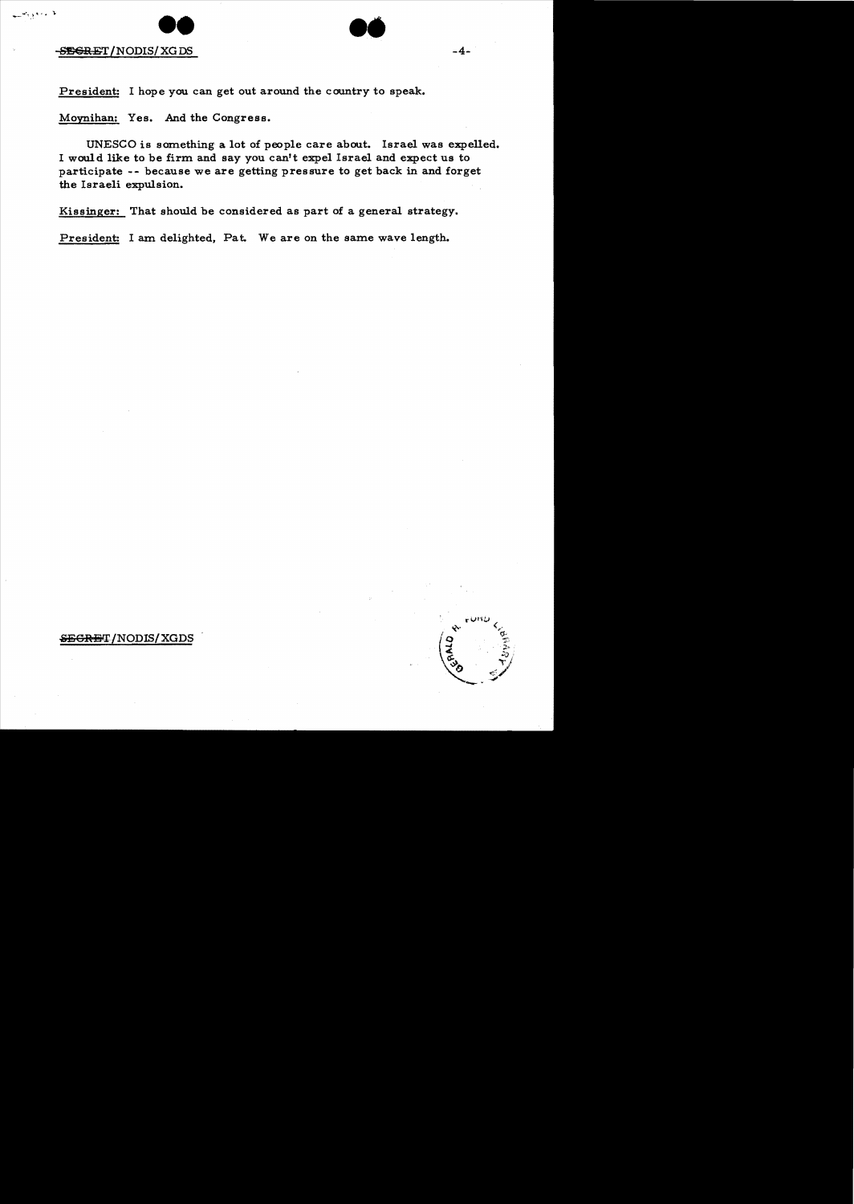**President:** I hope you can get out around the country to speak.

**Moynihan:** Yes. And the Congress.

UNESCO is something a lot of people care about. Israel was expelled. I would like to be firm and say you can't expel Israel and expect us to participate -- because we are getting pressure to get back in and forget the Israeli expulsion.

**Kissinger:** That should be considered as part of a general strategy.

**President:** I am delighted, Pat. We are on the same wave length.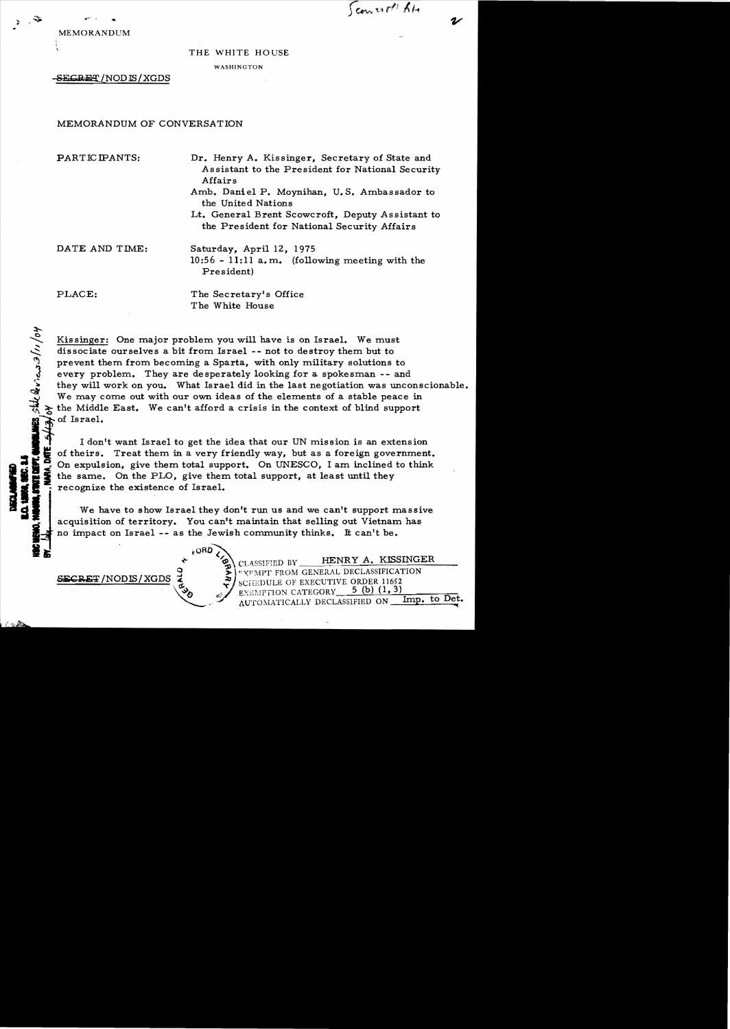MEMORANDUM

THE WHITE HOUSE

WASHINGTON

~~SECRET~~/NODIS/XGDS

MEMORANDUM OF CONVERSATION

PARTICIPANTS: Dr. Henry A. Kissinger, Secretary of State and Assistant to the President for National Security Affairs

Amb. Daniel P. Moynihan, U.S. Ambassador to the United Nations

Lt. General Brent Scowcroft, Deputy Assistant to the President for National Security Affairs

DATE AND TIME: Saturday, April 12, 1975
10:56 - 11:11 a.m. (following meeting with the President)

PLACE: The Secretary's Office
The White House

Kissinger: One major problem you will have is on Israel. We must dissociate ourselves a bit from Israel -- not to destroy them but to prevent them from becoming a Sparta, with only military solutions to every problem. They are desperately looking for a spokesman -- and they will work on you. What Israel did in the last negotiation was unconscionable. We may come out with our own ideas of the elements of a stable peace in the Middle East. We can't afford a crisis in the context of blind support of Israel.

I don't want Israel to get the idea that our UN mission is an extension of theirs. Treat them in a very friendly way, but as a foreign government. On expulsion, give them total support. On UNESCO, I am inclined to think the same. On the PLO, give them total support, at least until they recognize the existence of Israel.

We have to show Israel they don't run us and we can't support massive acquisition of territory. You can't maintain that selling out Vietnam has no impact on Israel -- as the Jewish community thinks. It can't be.

~~SECRET~~/NODIS/XGDS

CLASSIFIED BY HENRY A. KISSINGER
EXEMPT FROM GENERAL DECLASSIFICATION
SCHEDULE OF EXECUTIVE ORDER 11652
EXEMPTION CATEGORY 5 (b) (1, 3)
AUTOMATICALLY DECLASSIFIED ON Imp. to Det.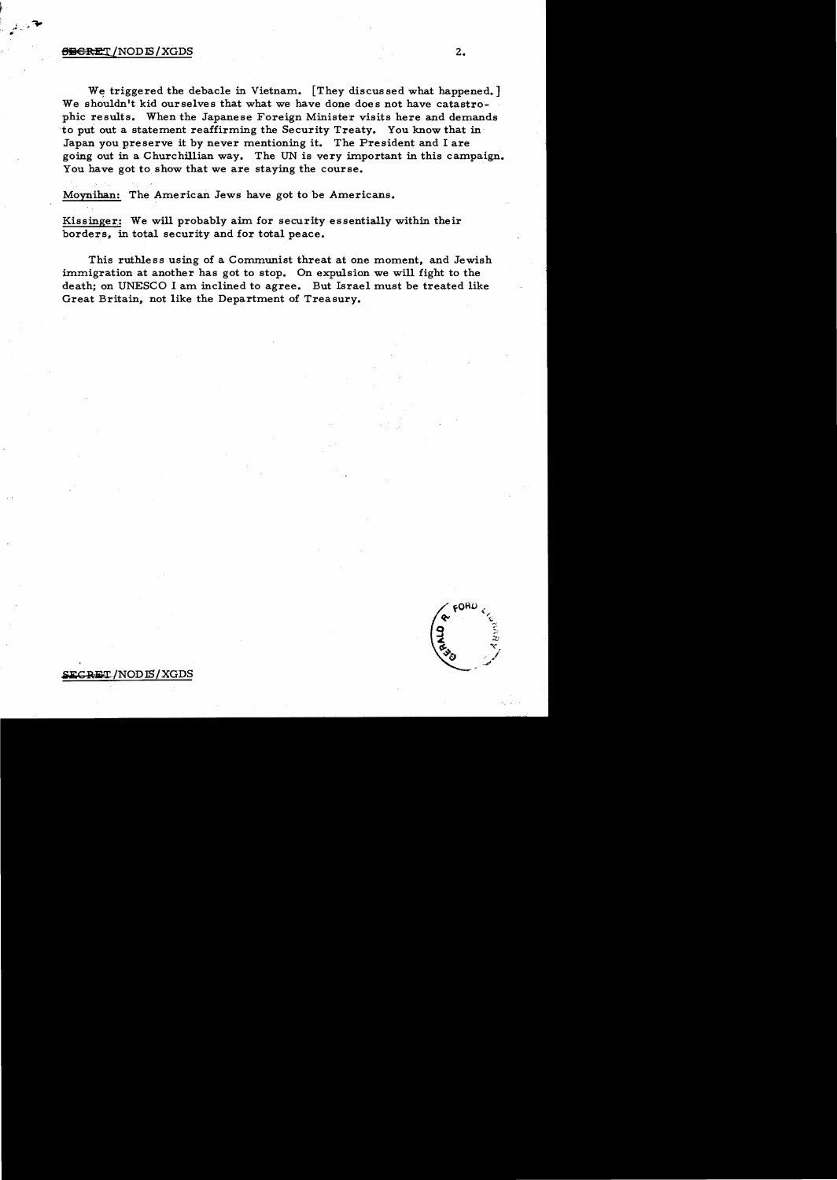We triggered the debacle in Vietnam. [They discussed what happened.] We shouldn't kid ourselves that what we have done does not have catastrophic results. When the Japanese Foreign Minister visits here and demands to put out a statement reaffirming the Security Treaty. You know that in Japan you preserve it by never mentioning it. The President and I are going out in a Churchillian way. The UN is very important in this campaign. You have got to show that we are staying the course.

Moynihan: The American Jews have got to be Americans.

Kissinger: We will probably aim for security essentially within their borders, in total security and for total peace.

This ruthless using of a Communist threat at one moment, and Jewish immigration at another has got to stop. On expulsion we will fight to the death; on UNESCO I am inclined to agree. But Israel must be treated like Great Britain, not like the Department of Treasury.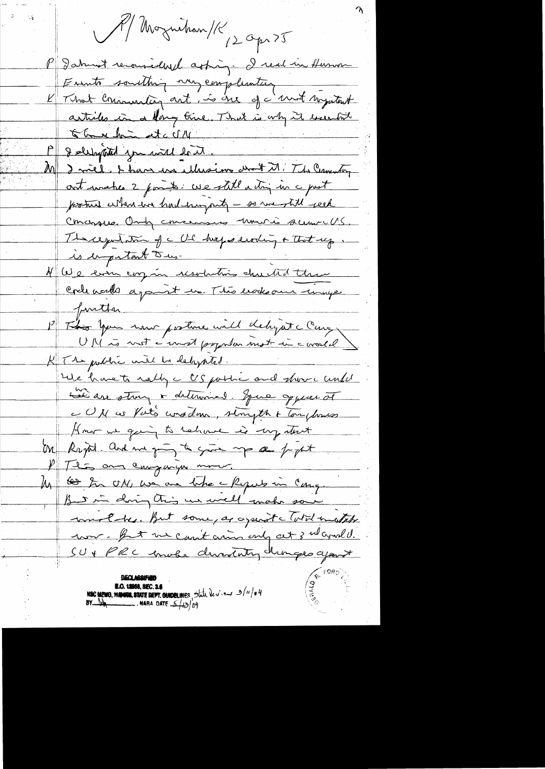P/Moynihan/K 12 Apr 75

P I almost reconsidered asking. I read in Human Events something very complimentary.

K That Commentary art. is one of the most important articles in a long time. That is why it essential to have him at the UN.

P I delighted you will do it.

M I will. I have no illusions about it. The Commentary art makes 2 points: we still acting in the past posture when we had majority – so we still seek consensus. Only consensus now is against US. The reputation of the US keeps eroding & that erosion is important to us.

K We even copy in resolutions directed these code words against us. This erodes our image further.

P This your new posture will delight the Cong. UN is not the most popular inst in the world.

K The public will be delighted. We have to rally the US public and show the world we are strong & determined. Your appearance at the UN as Pat's wisdom, strength & toughness. How we going to behave is very important.

M Right. And we going to give up a fight

P This on campaign now.

M In UN, we are like the Repubs in Cong. But in doing this we will make some mistakes. But some, as against the total mistakes now. But we can't cure only act 3rd world. SU & PRC make devastating charges against

DECLASSIFIED
E.O. 12958, SEC. 3.5
NSC MEMO, 11/24/98, STATE DEPT. GUIDELINES State Review 3/11/04
BY ___ NARA DATE 5/13/04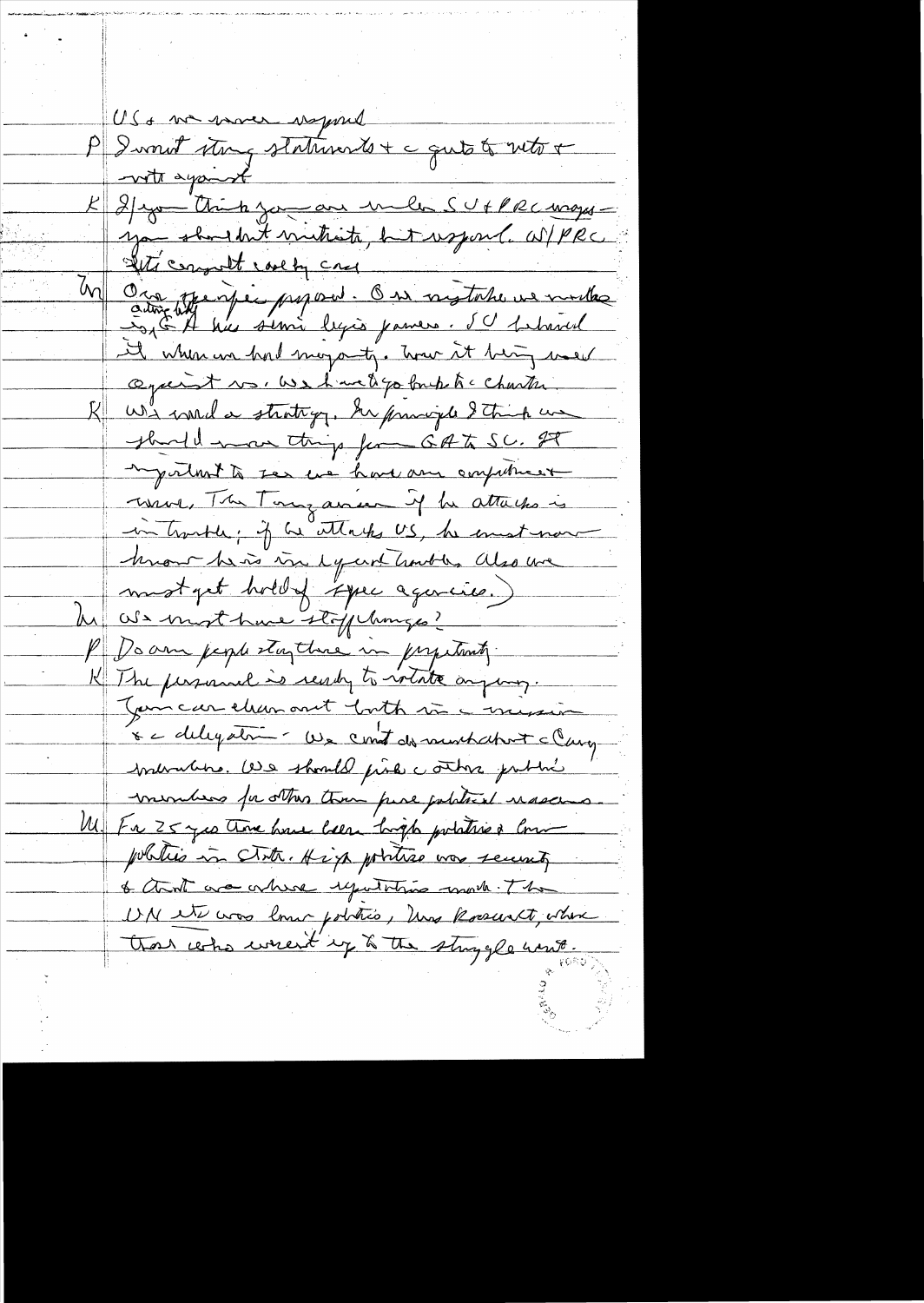US & we never respond

P I want strong statements & c guts to veto & vote against

K If you think you are under SU & PRC ways — you shouldn't initiate, but respond. W/PRC it's coming out carefully crass

Kn Our specific proposal. Our mistake we made
acting with SG & his semi legis powers. SC behaved it when we had majority. Now it being used against us. We have to go back to c Charter.

K We need a strategy. In principle I think we should move things from GA to SC. It important to see we have our competent [people]. The Tanzanian if he attacks is in trouble; if he attacks US, he must now know he is in equal trouble. Also we must get hold of spec agencies.

Ln We must have staff changes?

P Do our people stay there in perpetuity

K The personnel is ready to rotate anyway. You can change both in c mission & c delegation. We can't do much about c Cong members. We should pick c other public members for other than pure political reasons.

M. For 25 years there have been high politics & low politics in State. High politics was security & that was where reputations made. The UN etc was low politics, Mrs Roosevelt, where those who weren't up to the struggle went.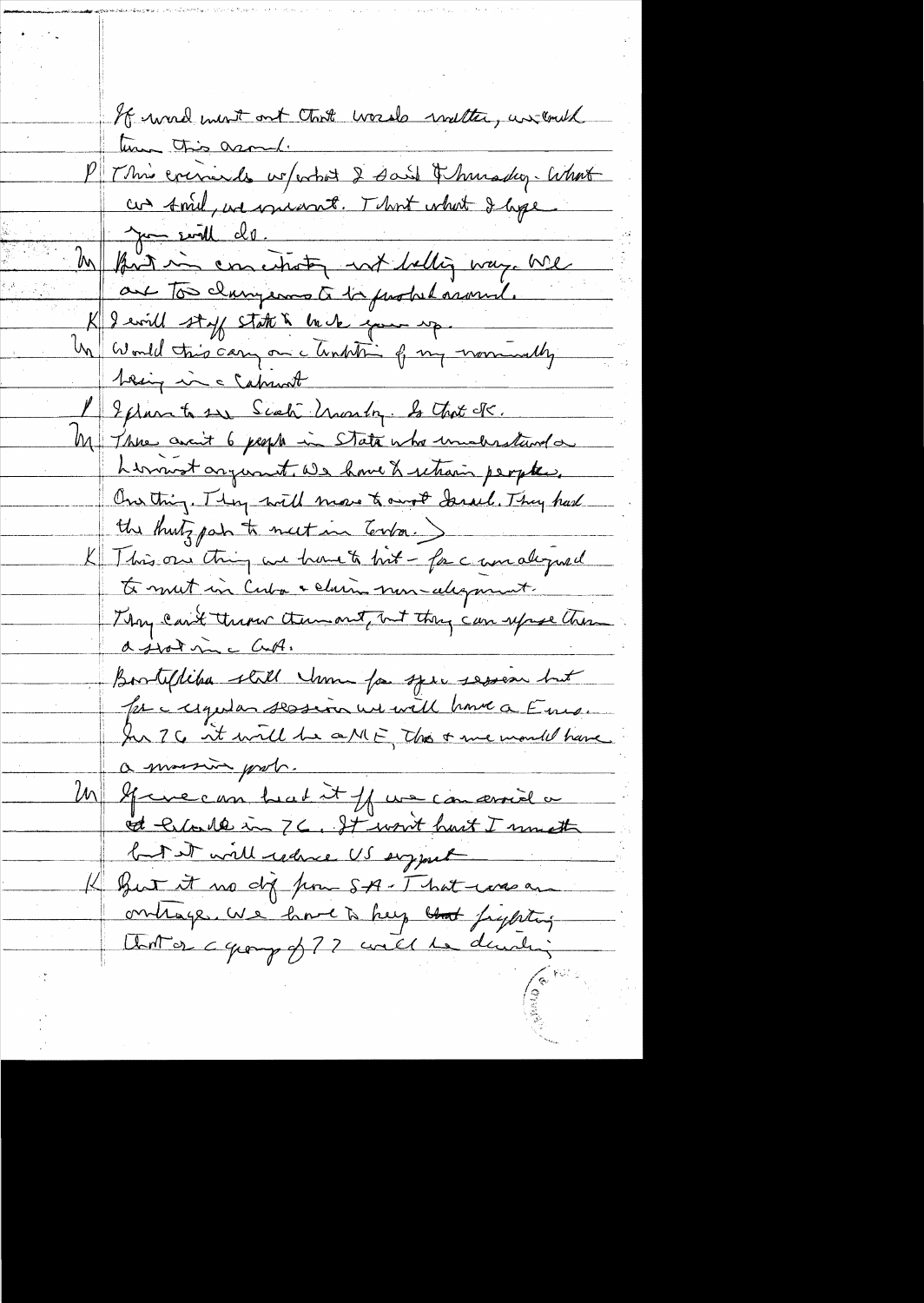If word went out that words matter, we could turn this around.

P This reminds w/what I said Thursday. What we said, we meant. That what I hope you will do.

M But in conciliatory not belligerent way. We are too dangerous to be pushed around.

K I will staff State to back you up.

M Would this carry on a tradition of my nominally being in a Cabinet

P I plan to see Scali Monday. So that OK.

M There aren't 6 people in State who understand a hardnosed argument. We have to retrain people. One thing. They will move to oust Israel. They had the Chutzpah to meet in Cuba.

K This one thing we have to hit — for a unaligned to meet in Cuba & claim non-alignment. They can't throw them out, but they can refuse them a seat in a GA.

Bouteflika still there for spec session but for a regular session we will have a Eur. In 76 it will be a ME. This & me would have a massive prob.

M If we can beat it if we can avoid a ~~at~~ Crude in 76. It won't hurt I much but it will reduce US support

K But it no dif from SA — That was an outrage. We have to keep ~~that~~ fighting that or a group of 77 will be dealing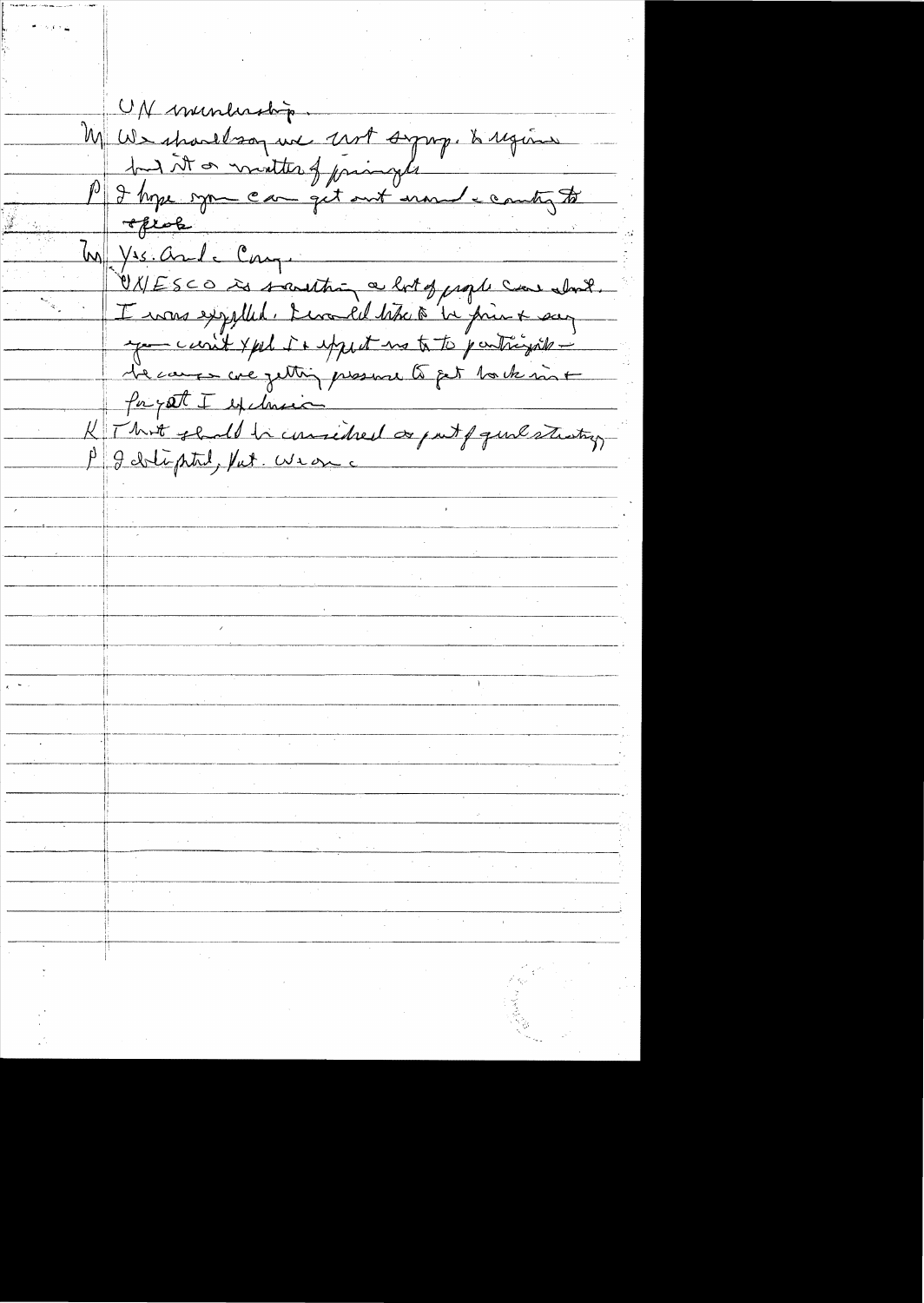UN membership.

M We should say we not sympathize [?] but it a matter of principle

P I hope you can get out around the country to speak

M Yes. And the Cong.

UNESCO is something a lot of people care about. I was appalled. I would like to be frank & say you can't expel [?] & expect us to participate — because we getting pressure to get back in & forget I exclusion

K That should be considered as part of general strategy

P I delighted, [?]. We are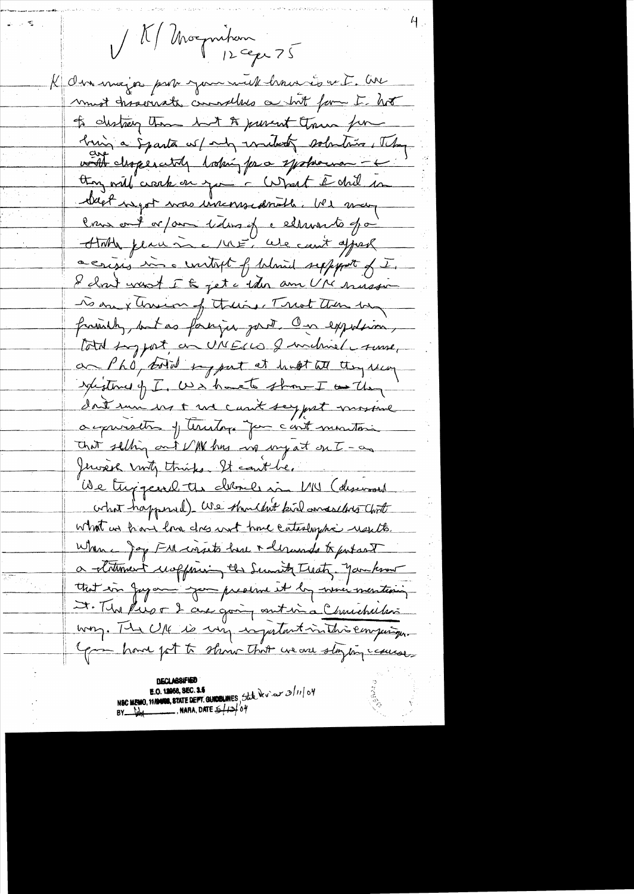✓ K/Moynihan 12 Sept 75

K Our major prob your will know is w I. We must differentiate ourselves a bit from I. but to destroy them but to prevent them from being a Sparta w/ only military solution. They are desperately looking for a spokesman – & they will crack on you – What I did in Sept mtg was unconsidered. We may come out w/our ideas of elements of a Arab peace in ME. We can't afford a crisis in context of blind support of I. I don't want I to get idea our UN mission is an extension of theirs. Treat them very friendly, but as foreign govt. On expulsion, total support on UNESCO I included – same on PLO, total support at least till they usurp functions of I. We have to show I that they don't run us & we can't support massive acquisition of territory. You can't maintain that selling out UNK has no impact on I – as Jewish unity thinks. It can't be.

We triggered the debacle in UN (discussed what happened). We shouldn't kid ourselves that what we have done does not have catastrophic results. When Jay F[?] insists here & demands to put out a statement reaffirming the Summit Treaty, you know that in Jayan you proclaim it by never mentioning it. The Pres & I are going out in a Churchillian way. The UN is very important in this campaign. You have got to show that we are staying ccourse.

DECLASSIFIED
E.O. 12958, SEC. 3.5
NSC MEMO, 11/24/98, STATE DEPT. GUIDELINES, State Review 3/11/04
BY [?], NARA, DATE 5/13/04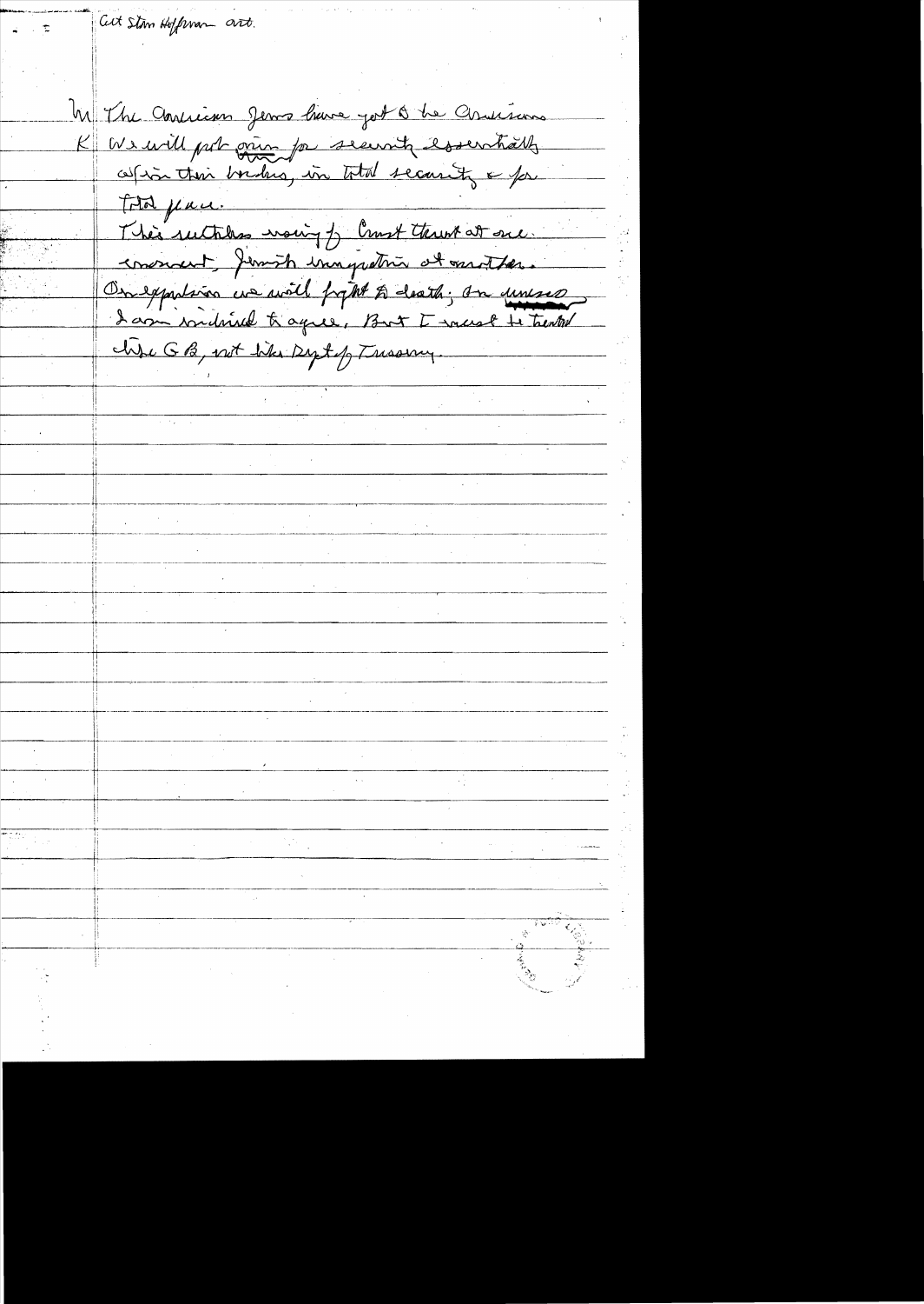Cut Stan Hoffman out.

M The American Jews have got to be Americans

K We will put ours for security essentially

often their borders, in total security & for

total peace.

This ruthless novy of Crust threat at one

moment, Jewish immigration at another.

On expulsion we will fight to death; on unless

I am inclined to agree. But I must be treated

like GB, not like Dept of Treasury.